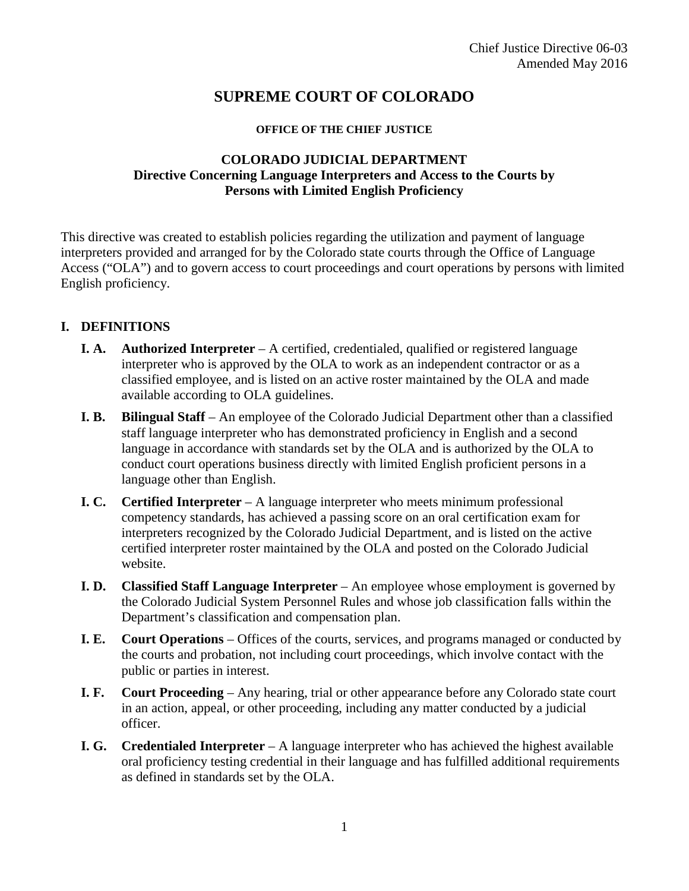Chief Justice Directive 06-03
Amended May 2016

# SUPREME COURT OF COLORADO

#### OFFICE OF THE CHIEF JUSTICE

### COLORADO JUDICIAL DEPARTMENT
### Directive Concerning Language Interpreters and Access to the Courts by Persons with Limited English Proficiency

This directive was created to establish policies regarding the utilization and payment of language interpreters provided and arranged for by the Colorado state courts through the Office of Language Access ("OLA") and to govern access to court proceedings and court operations by persons with limited English proficiency.

## I. DEFINITIONS

**I. A. Authorized Interpreter** – A certified, credentialed, qualified or registered language interpreter who is approved by the OLA to work as an independent contractor or as a classified employee, and is listed on an active roster maintained by the OLA and made available according to OLA guidelines.

**I. B. Bilingual Staff** – An employee of the Colorado Judicial Department other than a classified staff language interpreter who has demonstrated proficiency in English and a second language in accordance with standards set by the OLA and is authorized by the OLA to conduct court operations business directly with limited English proficient persons in a language other than English.

**I. C. Certified Interpreter** – A language interpreter who meets minimum professional competency standards, has achieved a passing score on an oral certification exam for interpreters recognized by the Colorado Judicial Department, and is listed on the active certified interpreter roster maintained by the OLA and posted on the Colorado Judicial website.

**I. D. Classified Staff Language Interpreter** – An employee whose employment is governed by the Colorado Judicial System Personnel Rules and whose job classification falls within the Department's classification and compensation plan.

**I. E. Court Operations** – Offices of the courts, services, and programs managed or conducted by the courts and probation, not including court proceedings, which involve contact with the public or parties in interest.

**I. F. Court Proceeding** – Any hearing, trial or other appearance before any Colorado state court in an action, appeal, or other proceeding, including any matter conducted by a judicial officer.

**I. G. Credentialed Interpreter** – A language interpreter who has achieved the highest available oral proficiency testing credential in their language and has fulfilled additional requirements as defined in standards set by the OLA.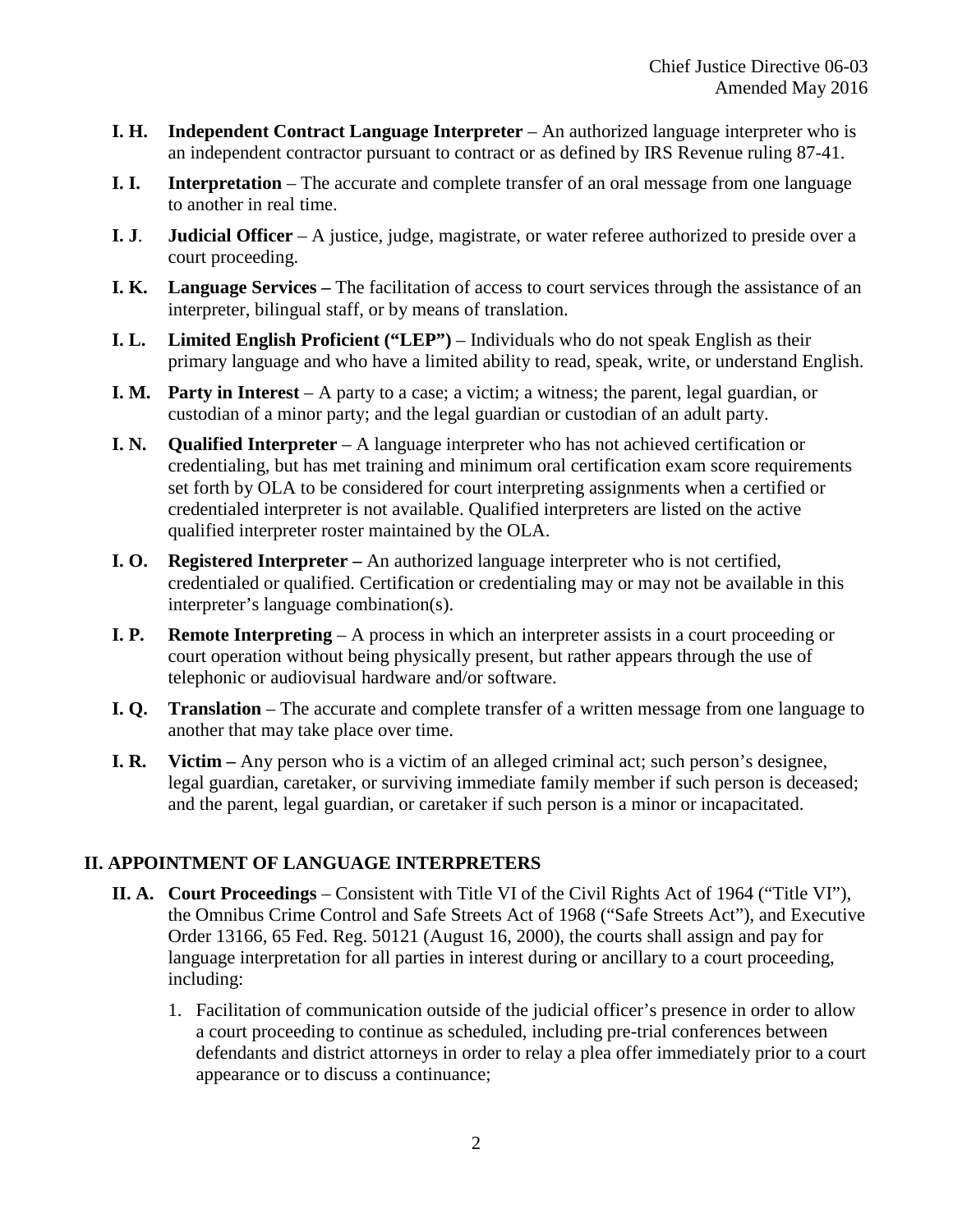**I. H. Independent Contract Language Interpreter** – An authorized language interpreter who is an independent contractor pursuant to contract or as defined by IRS Revenue ruling 87-41.

**I. I. Interpretation** – The accurate and complete transfer of an oral message from one language to another in real time.

**I. J. Judicial Officer** – A justice, judge, magistrate, or water referee authorized to preside over a court proceeding.

**I. K. Language Services –** The facilitation of access to court services through the assistance of an interpreter, bilingual staff, or by means of translation.

**I. L. Limited English Proficient ("LEP")** – Individuals who do not speak English as their primary language and who have a limited ability to read, speak, write, or understand English.

**I. M. Party in Interest** – A party to a case; a victim; a witness; the parent, legal guardian, or custodian of a minor party; and the legal guardian or custodian of an adult party.

**I. N. Qualified Interpreter** – A language interpreter who has not achieved certification or credentialing, but has met training and minimum oral certification exam score requirements set forth by OLA to be considered for court interpreting assignments when a certified or credentialed interpreter is not available. Qualified interpreters are listed on the active qualified interpreter roster maintained by the OLA.

**I. O. Registered Interpreter –** An authorized language interpreter who is not certified, credentialed or qualified. Certification or credentialing may or may not be available in this interpreter's language combination(s).

**I. P. Remote Interpreting** – A process in which an interpreter assists in a court proceeding or court operation without being physically present, but rather appears through the use of telephonic or audiovisual hardware and/or software.

**I. Q. Translation** – The accurate and complete transfer of a written message from one language to another that may take place over time.

**I. R. Victim –** Any person who is a victim of an alleged criminal act; such person's designee, legal guardian, caretaker, or surviving immediate family member if such person is deceased; and the parent, legal guardian, or caretaker if such person is a minor or incapacitated.

## II. APPOINTMENT OF LANGUAGE INTERPRETERS

**II. A. Court Proceedings** – Consistent with Title VI of the Civil Rights Act of 1964 ("Title VI"), the Omnibus Crime Control and Safe Streets Act of 1968 ("Safe Streets Act"), and Executive Order 13166, 65 Fed. Reg. 50121 (August 16, 2000), the courts shall assign and pay for language interpretation for all parties in interest during or ancillary to a court proceeding, including:

1. Facilitation of communication outside of the judicial officer's presence in order to allow a court proceeding to continue as scheduled, including pre-trial conferences between defendants and district attorneys in order to relay a plea offer immediately prior to a court appearance or to discuss a continuance;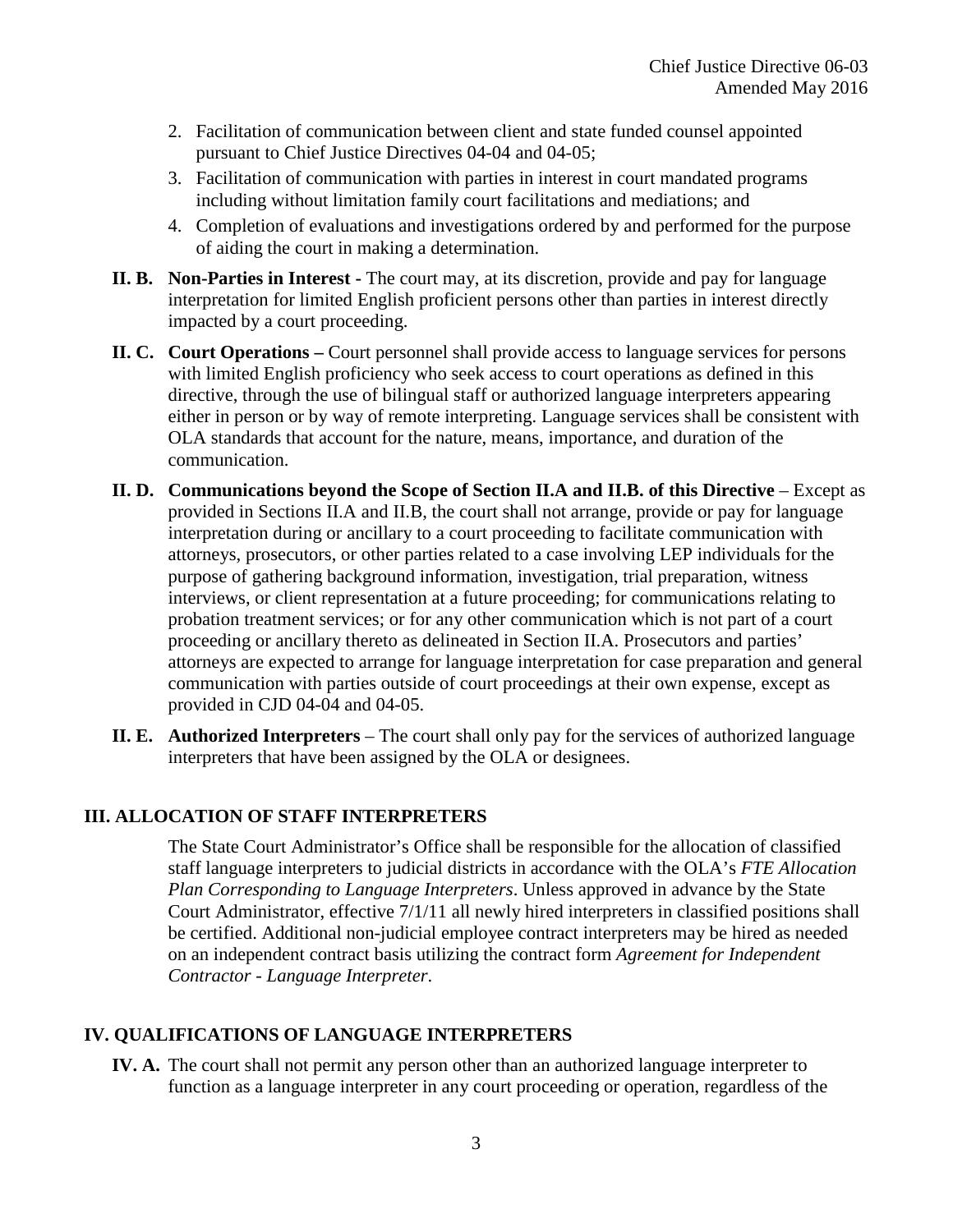2. Facilitation of communication between client and state funded counsel appointed pursuant to Chief Justice Directives 04-04 and 04-05;
3. Facilitation of communication with parties in interest in court mandated programs including without limitation family court facilitations and mediations; and
4. Completion of evaluations and investigations ordered by and performed for the purpose of aiding the court in making a determination.

**II. B. Non-Parties in Interest -** The court may, at its discretion, provide and pay for language interpretation for limited English proficient persons other than parties in interest directly impacted by a court proceeding.

**II. C. Court Operations –** Court personnel shall provide access to language services for persons with limited English proficiency who seek access to court operations as defined in this directive, through the use of bilingual staff or authorized language interpreters appearing either in person or by way of remote interpreting. Language services shall be consistent with OLA standards that account for the nature, means, importance, and duration of the communication.

**II. D. Communications beyond the Scope of Section II.A and II.B. of this Directive** – Except as provided in Sections II.A and II.B, the court shall not arrange, provide or pay for language interpretation during or ancillary to a court proceeding to facilitate communication with attorneys, prosecutors, or other parties related to a case involving LEP individuals for the purpose of gathering background information, investigation, trial preparation, witness interviews, or client representation at a future proceeding; for communications relating to probation treatment services; or for any other communication which is not part of a court proceeding or ancillary thereto as delineated in Section II.A. Prosecutors and parties' attorneys are expected to arrange for language interpretation for case preparation and general communication with parties outside of court proceedings at their own expense, except as provided in CJD 04-04 and 04-05.

**II. E. Authorized Interpreters** – The court shall only pay for the services of authorized language interpreters that have been assigned by the OLA or designees.

## III. ALLOCATION OF STAFF INTERPRETERS

The State Court Administrator's Office shall be responsible for the allocation of classified staff language interpreters to judicial districts in accordance with the OLA's *FTE Allocation Plan Corresponding to Language Interpreters*. Unless approved in advance by the State Court Administrator, effective 7/1/11 all newly hired interpreters in classified positions shall be certified. Additional non-judicial employee contract interpreters may be hired as needed on an independent contract basis utilizing the contract form *Agreement for Independent Contractor - Language Interpreter*.

## IV. QUALIFICATIONS OF LANGUAGE INTERPRETERS

**IV. A.** The court shall not permit any person other than an authorized language interpreter to function as a language interpreter in any court proceeding or operation, regardless of the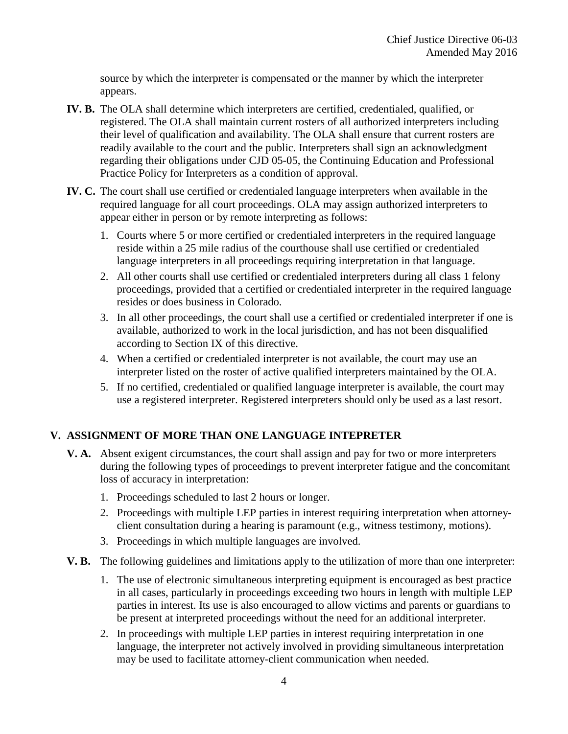source by which the interpreter is compensated or the manner by which the interpreter appears.

**IV. B.** The OLA shall determine which interpreters are certified, credentialed, qualified, or registered. The OLA shall maintain current rosters of all authorized interpreters including their level of qualification and availability. The OLA shall ensure that current rosters are readily available to the court and the public. Interpreters shall sign an acknowledgment regarding their obligations under CJD 05-05, the Continuing Education and Professional Practice Policy for Interpreters as a condition of approval.

**IV. C.** The court shall use certified or credentialed language interpreters when available in the required language for all court proceedings. OLA may assign authorized interpreters to appear either in person or by remote interpreting as follows:

1. Courts where 5 or more certified or credentialed interpreters in the required language reside within a 25 mile radius of the courthouse shall use certified or credentialed language interpreters in all proceedings requiring interpretation in that language.
2. All other courts shall use certified or credentialed interpreters during all class 1 felony proceedings, provided that a certified or credentialed interpreter in the required language resides or does business in Colorado.
3. In all other proceedings, the court shall use a certified or credentialed interpreter if one is available, authorized to work in the local jurisdiction, and has not been disqualified according to Section IX of this directive.
4. When a certified or credentialed interpreter is not available, the court may use an interpreter listed on the roster of active qualified interpreters maintained by the OLA.
5. If no certified, credentialed or qualified language interpreter is available, the court may use a registered interpreter. Registered interpreters should only be used as a last resort.

## V. ASSIGNMENT OF MORE THAN ONE LANGUAGE INTEPRETER

**V. A.** Absent exigent circumstances, the court shall assign and pay for two or more interpreters during the following types of proceedings to prevent interpreter fatigue and the concomitant loss of accuracy in interpretation:

1. Proceedings scheduled to last 2 hours or longer.
2. Proceedings with multiple LEP parties in interest requiring interpretation when attorney-client consultation during a hearing is paramount (e.g., witness testimony, motions).
3. Proceedings in which multiple languages are involved.

**V. B.** The following guidelines and limitations apply to the utilization of more than one interpreter:

1. The use of electronic simultaneous interpreting equipment is encouraged as best practice in all cases, particularly in proceedings exceeding two hours in length with multiple LEP parties in interest. Its use is also encouraged to allow victims and parents or guardians to be present at interpreted proceedings without the need for an additional interpreter.
2. In proceedings with multiple LEP parties in interest requiring interpretation in one language, the interpreter not actively involved in providing simultaneous interpretation may be used to facilitate attorney-client communication when needed.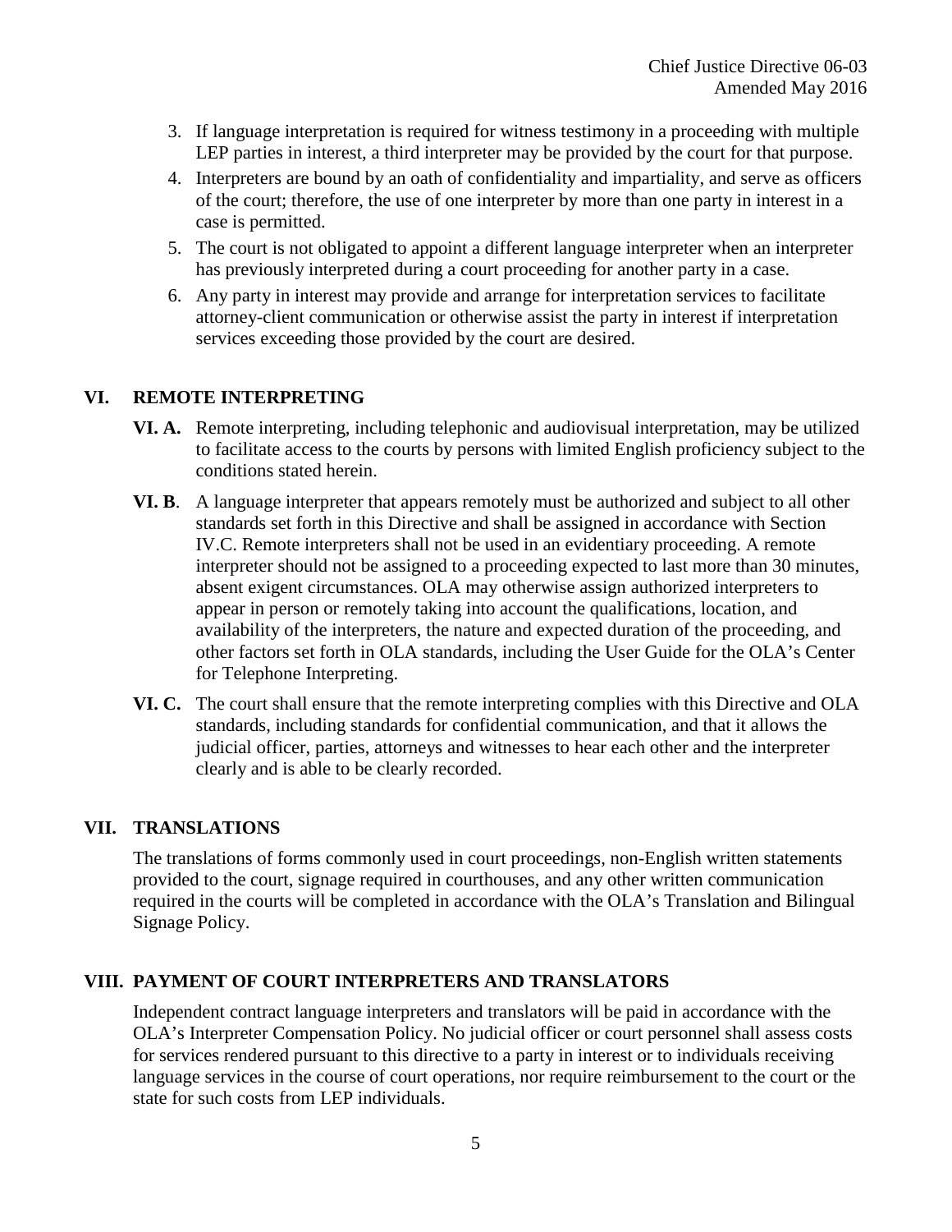3. If language interpretation is required for witness testimony in a proceeding with multiple LEP parties in interest, a third interpreter may be provided by the court for that purpose.
4. Interpreters are bound by an oath of confidentiality and impartiality, and serve as officers of the court; therefore, the use of one interpreter by more than one party in interest in a case is permitted.
5. The court is not obligated to appoint a different language interpreter when an interpreter has previously interpreted during a court proceeding for another party in a case.
6. Any party in interest may provide and arrange for interpretation services to facilitate attorney-client communication or otherwise assist the party in interest if interpretation services exceeding those provided by the court are desired.

## VI. REMOTE INTERPRETING

**VI. A.** Remote interpreting, including telephonic and audiovisual interpretation, may be utilized to facilitate access to the courts by persons with limited English proficiency subject to the conditions stated herein.

**VI. B**. A language interpreter that appears remotely must be authorized and subject to all other standards set forth in this Directive and shall be assigned in accordance with Section IV.C. Remote interpreters shall not be used in an evidentiary proceeding. A remote interpreter should not be assigned to a proceeding expected to last more than 30 minutes, absent exigent circumstances. OLA may otherwise assign authorized interpreters to appear in person or remotely taking into account the qualifications, location, and availability of the interpreters, the nature and expected duration of the proceeding, and other factors set forth in OLA standards, including the User Guide for the OLA's Center for Telephone Interpreting.

**VI. C.** The court shall ensure that the remote interpreting complies with this Directive and OLA standards, including standards for confidential communication, and that it allows the judicial officer, parties, attorneys and witnesses to hear each other and the interpreter clearly and is able to be clearly recorded.

## VII. TRANSLATIONS

The translations of forms commonly used in court proceedings, non-English written statements provided to the court, signage required in courthouses, and any other written communication required in the courts will be completed in accordance with the OLA's Translation and Bilingual Signage Policy.

## VIII. PAYMENT OF COURT INTERPRETERS AND TRANSLATORS

Independent contract language interpreters and translators will be paid in accordance with the OLA's Interpreter Compensation Policy. No judicial officer or court personnel shall assess costs for services rendered pursuant to this directive to a party in interest or to individuals receiving language services in the course of court operations, nor require reimbursement to the court or the state for such costs from LEP individuals.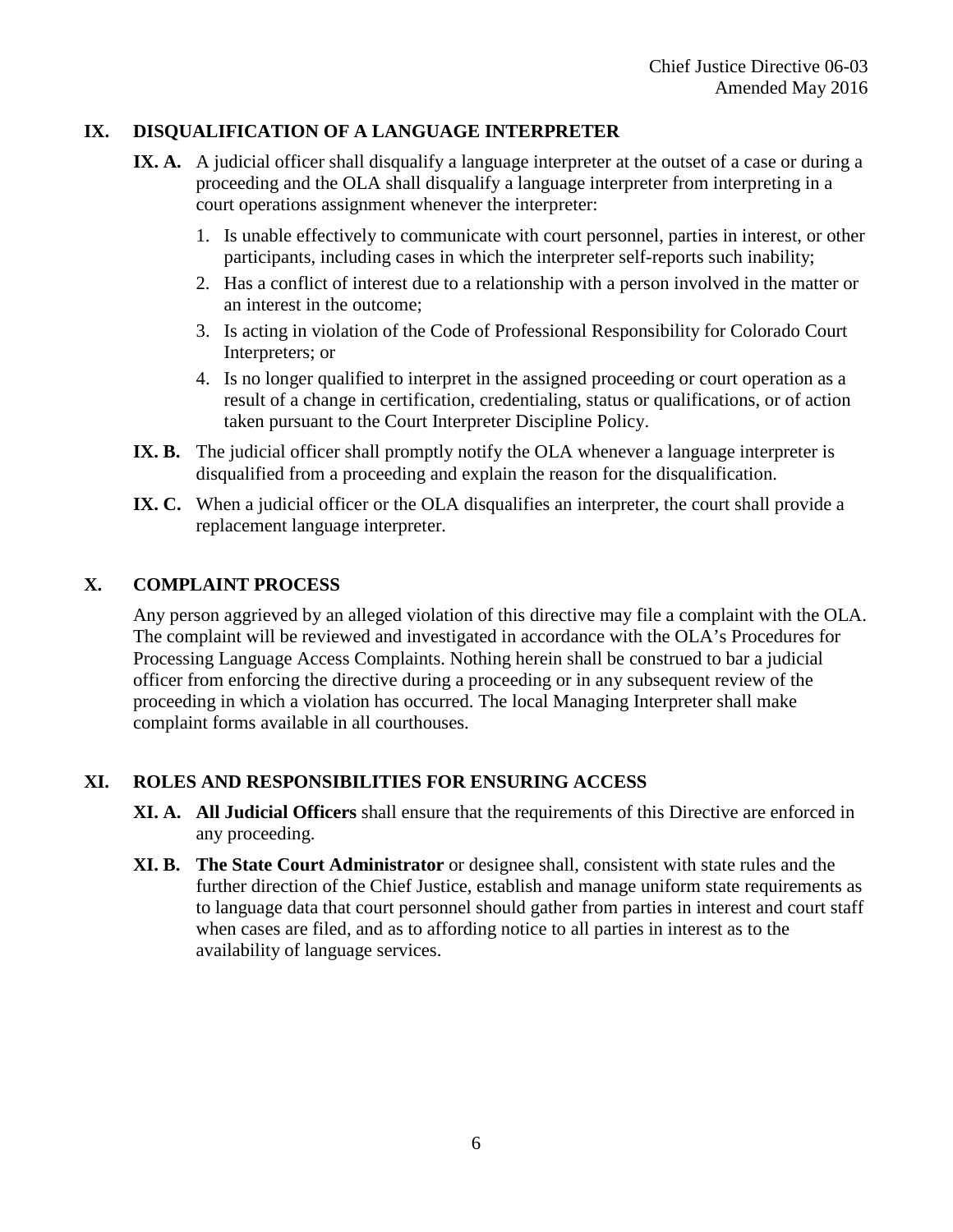## IX. DISQUALIFICATION OF A LANGUAGE INTERPRETER

**IX. A.** A judicial officer shall disqualify a language interpreter at the outset of a case or during a proceeding and the OLA shall disqualify a language interpreter from interpreting in a court operations assignment whenever the interpreter:

1. Is unable effectively to communicate with court personnel, parties in interest, or other participants, including cases in which the interpreter self-reports such inability;
2. Has a conflict of interest due to a relationship with a person involved in the matter or an interest in the outcome;
3. Is acting in violation of the Code of Professional Responsibility for Colorado Court Interpreters; or
4. Is no longer qualified to interpret in the assigned proceeding or court operation as a result of a change in certification, credentialing, status or qualifications, or of action taken pursuant to the Court Interpreter Discipline Policy.

**IX. B.** The judicial officer shall promptly notify the OLA whenever a language interpreter is disqualified from a proceeding and explain the reason for the disqualification.

**IX. C.** When a judicial officer or the OLA disqualifies an interpreter, the court shall provide a replacement language interpreter.

## X. COMPLAINT PROCESS

Any person aggrieved by an alleged violation of this directive may file a complaint with the OLA. The complaint will be reviewed and investigated in accordance with the OLA's Procedures for Processing Language Access Complaints. Nothing herein shall be construed to bar a judicial officer from enforcing the directive during a proceeding or in any subsequent review of the proceeding in which a violation has occurred. The local Managing Interpreter shall make complaint forms available in all courthouses.

## XI. ROLES AND RESPONSIBILITIES FOR ENSURING ACCESS

**XI. A.** **All Judicial Officers** shall ensure that the requirements of this Directive are enforced in any proceeding.

**XI. B.** **The State Court Administrator** or designee shall, consistent with state rules and the further direction of the Chief Justice, establish and manage uniform state requirements as to language data that court personnel should gather from parties in interest and court staff when cases are filed, and as to affording notice to all parties in interest as to the availability of language services.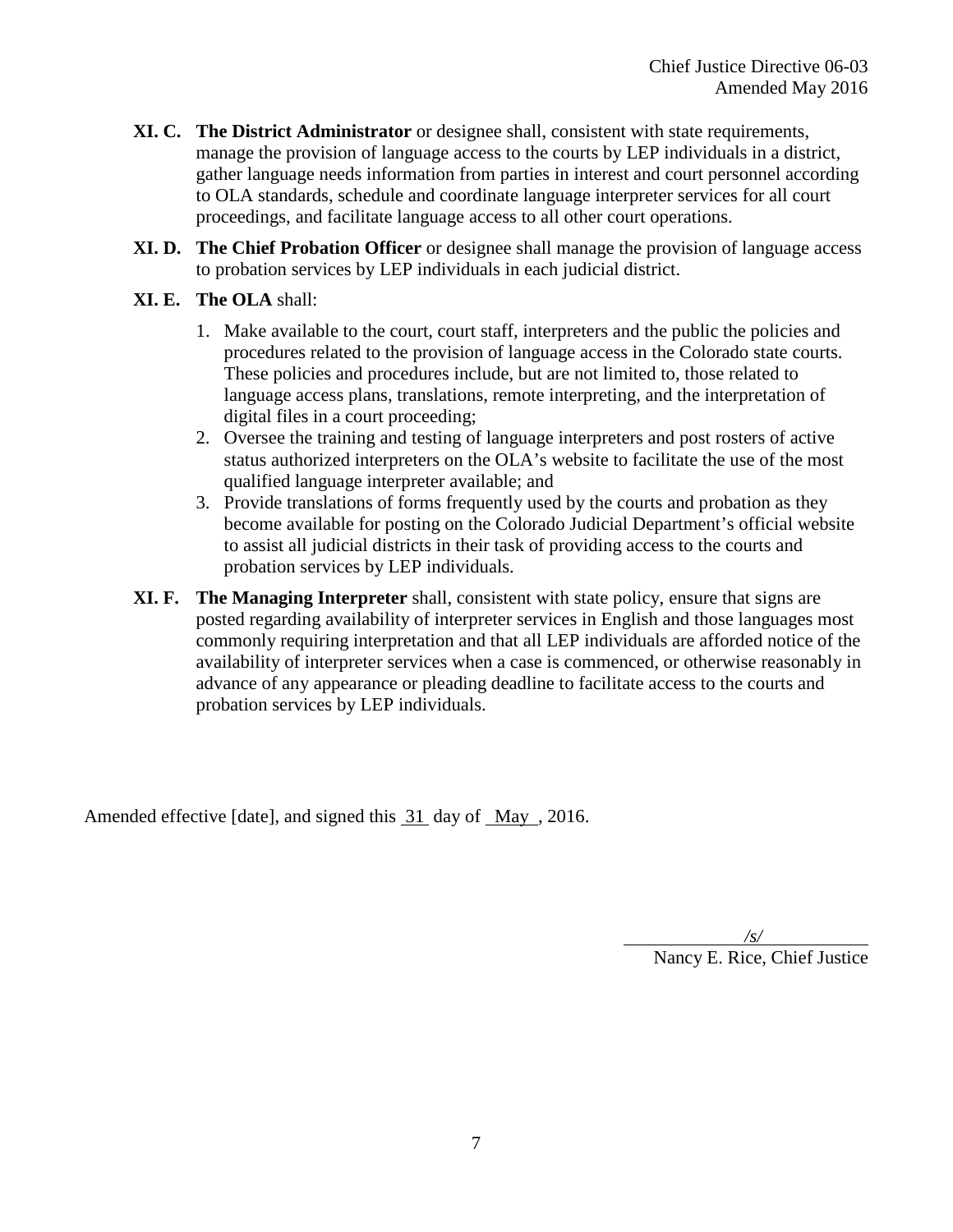**XI. C.** **The District Administrator** or designee shall, consistent with state requirements, manage the provision of language access to the courts by LEP individuals in a district, gather language needs information from parties in interest and court personnel according to OLA standards, schedule and coordinate language interpreter services for all court proceedings, and facilitate language access to all other court operations.

**XI. D.** **The Chief Probation Officer** or designee shall manage the provision of language access to probation services by LEP individuals in each judicial district.

**XI. E.** **The OLA** shall:

1. Make available to the court, court staff, interpreters and the public the policies and procedures related to the provision of language access in the Colorado state courts. These policies and procedures include, but are not limited to, those related to language access plans, translations, remote interpreting, and the interpretation of digital files in a court proceeding;
2. Oversee the training and testing of language interpreters and post rosters of active status authorized interpreters on the OLA's website to facilitate the use of the most qualified language interpreter available; and
3. Provide translations of forms frequently used by the courts and probation as they become available for posting on the Colorado Judicial Department's official website to assist all judicial districts in their task of providing access to the courts and probation services by LEP individuals.

**XI. F.** **The Managing Interpreter** shall, consistent with state policy, ensure that signs are posted regarding availability of interpreter services in English and those languages most commonly requiring interpretation and that all LEP individuals are afforded notice of the availability of interpreter services when a case is commenced, or otherwise reasonably in advance of any appearance or pleading deadline to facilitate access to the courts and probation services by LEP individuals.

Amended effective [date], and signed this 31 day of May, 2016.

*/s/*

Nancy E. Rice, Chief Justice